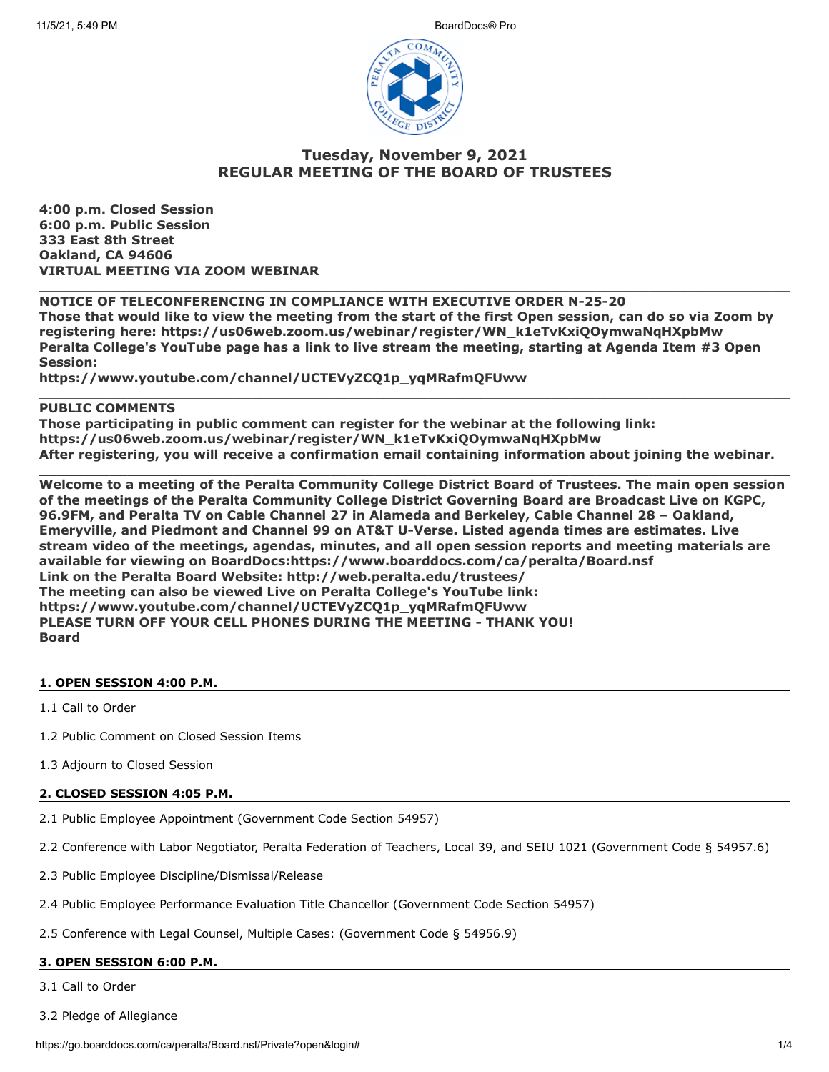# Tuesday, November 9, 2021
# REGULAR MEETING OF THE BOARD OF TRUSTEES

**4:00 p.m. Closed Session**
**6:00 p.m. Public Session**
**333 East 8th Street**
**Oakland, CA 94606**
**VIRTUAL MEETING VIA ZOOM WEBINAR**

---

**NOTICE OF TELECONFERENCING IN COMPLIANCE WITH EXECUTIVE ORDER N-25-20**
**Those that would like to view the meeting from the start of the first Open session, can do so via Zoom by registering here: https://us06web.zoom.us/webinar/register/WN_k1eTvKxiQOymwaNqHXpbMw**
**Peralta College's YouTube page has a link to live stream the meeting, starting at Agenda Item #3 Open Session:**
**https://www.youtube.com/channel/UCTEVyZCQ1p_yqMRafmQFUww**

---

**PUBLIC COMMENTS**
**Those participating in public comment can register for the webinar at the following link:**
**https://us06web.zoom.us/webinar/register/WN_k1eTvKxiQOymwaNqHXpbMw**
**After registering, you will receive a confirmation email containing information about joining the webinar.**

---

**Welcome to a meeting of the Peralta Community College District Board of Trustees. The main open session of the meetings of the Peralta Community College District Governing Board are Broadcast Live on KGPC, 96.9FM, and Peralta TV on Cable Channel 27 in Alameda and Berkeley, Cable Channel 28 – Oakland, Emeryville, and Piedmont and Channel 99 on AT&T U-Verse. Listed agenda times are estimates. Live stream video of the meetings, agendas, minutes, and all open session reports and meeting materials are available for viewing on BoardDocs:https://www.boarddocs.com/ca/peralta/Board.nsf**
**Link on the Peralta Board Website: http://web.peralta.edu/trustees/**
**The meeting can also be viewed Live on Peralta College's YouTube link:**
**https://www.youtube.com/channel/UCTEVyZCQ1p_yqMRafmQFUww**
**PLEASE TURN OFF YOUR CELL PHONES DURING THE MEETING - THANK YOU!**
**Board**

## 1. OPEN SESSION 4:00 P.M.

1.1 Call to Order

1.2 Public Comment on Closed Session Items

1.3 Adjourn to Closed Session

## 2. CLOSED SESSION 4:05 P.M.

2.1 Public Employee Appointment (Government Code Section 54957)

2.2 Conference with Labor Negotiator, Peralta Federation of Teachers, Local 39, and SEIU 1021 (Government Code § 54957.6)

2.3 Public Employee Discipline/Dismissal/Release

2.4 Public Employee Performance Evaluation Title Chancellor (Government Code Section 54957)

2.5 Conference with Legal Counsel, Multiple Cases: (Government Code § 54956.9)

## 3. OPEN SESSION 6:00 P.M.

3.1 Call to Order

3.2 Pledge of Allegiance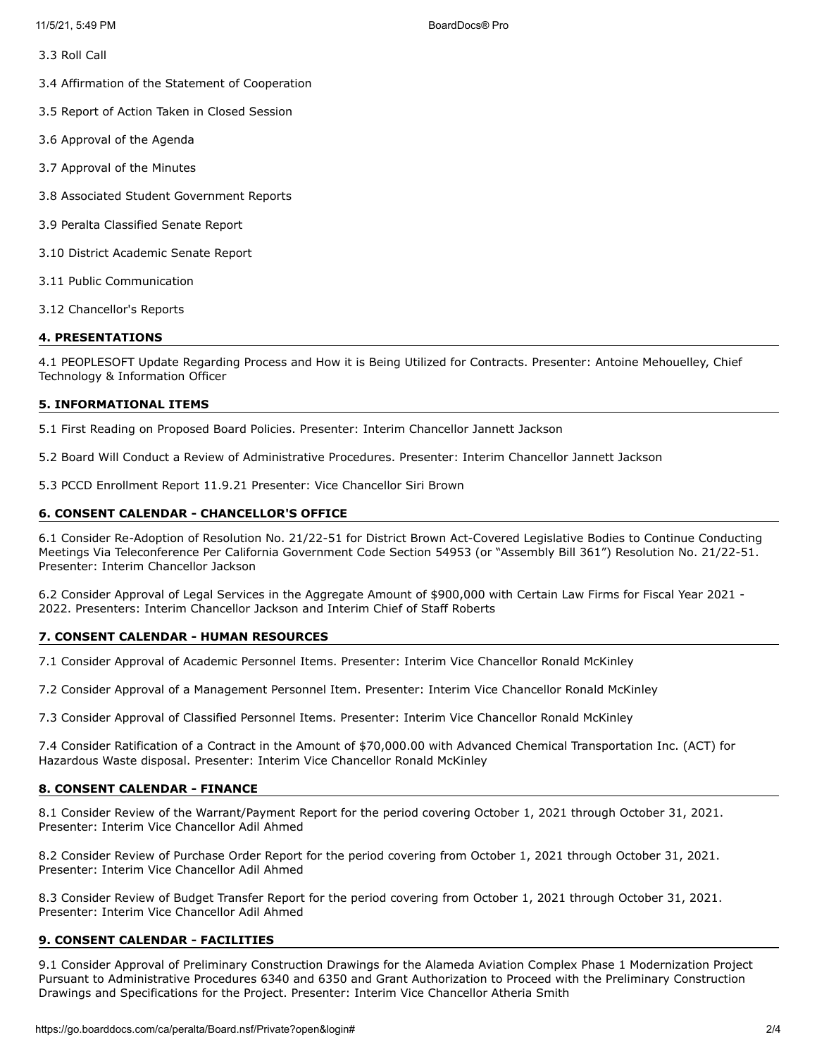3.3 Roll Call

3.4 Affirmation of the Statement of Cooperation

3.5 Report of Action Taken in Closed Session

3.6 Approval of the Agenda

3.7 Approval of the Minutes

3.8 Associated Student Government Reports

3.9 Peralta Classified Senate Report

3.10 District Academic Senate Report

3.11 Public Communication

3.12 Chancellor's Reports

## 4. PRESENTATIONS

4.1 PEOPLESOFT Update Regarding Process and How it is Being Utilized for Contracts. Presenter: Antoine Mehouelley, Chief Technology & Information Officer

## 5. INFORMATIONAL ITEMS

5.1 First Reading on Proposed Board Policies. Presenter: Interim Chancellor Jannett Jackson

5.2 Board Will Conduct a Review of Administrative Procedures. Presenter: Interim Chancellor Jannett Jackson

5.3 PCCD Enrollment Report 11.9.21 Presenter: Vice Chancellor Siri Brown

## 6. CONSENT CALENDAR - CHANCELLOR'S OFFICE

6.1 Consider Re-Adoption of Resolution No. 21/22-51 for District Brown Act-Covered Legislative Bodies to Continue Conducting Meetings Via Teleconference Per California Government Code Section 54953 (or "Assembly Bill 361") Resolution No. 21/22-51. Presenter: Interim Chancellor Jackson

6.2 Consider Approval of Legal Services in the Aggregate Amount of $900,000 with Certain Law Firms for Fiscal Year 2021 - 2022. Presenters: Interim Chancellor Jackson and Interim Chief of Staff Roberts

## 7. CONSENT CALENDAR - HUMAN RESOURCES

7.1 Consider Approval of Academic Personnel Items. Presenter: Interim Vice Chancellor Ronald McKinley

7.2 Consider Approval of a Management Personnel Item. Presenter: Interim Vice Chancellor Ronald McKinley

7.3 Consider Approval of Classified Personnel Items. Presenter: Interim Vice Chancellor Ronald McKinley

7.4 Consider Ratification of a Contract in the Amount of $70,000.00 with Advanced Chemical Transportation Inc. (ACT) for Hazardous Waste disposal. Presenter: Interim Vice Chancellor Ronald McKinley

## 8. CONSENT CALENDAR - FINANCE

8.1 Consider Review of the Warrant/Payment Report for the period covering October 1, 2021 through October 31, 2021. Presenter: Interim Vice Chancellor Adil Ahmed

8.2 Consider Review of Purchase Order Report for the period covering from October 1, 2021 through October 31, 2021. Presenter: Interim Vice Chancellor Adil Ahmed

8.3 Consider Review of Budget Transfer Report for the period covering from October 1, 2021 through October 31, 2021. Presenter: Interim Vice Chancellor Adil Ahmed

## 9. CONSENT CALENDAR - FACILITIES

9.1 Consider Approval of Preliminary Construction Drawings for the Alameda Aviation Complex Phase 1 Modernization Project Pursuant to Administrative Procedures 6340 and 6350 and Grant Authorization to Proceed with the Preliminary Construction Drawings and Specifications for the Project. Presenter: Interim Vice Chancellor Atheria Smith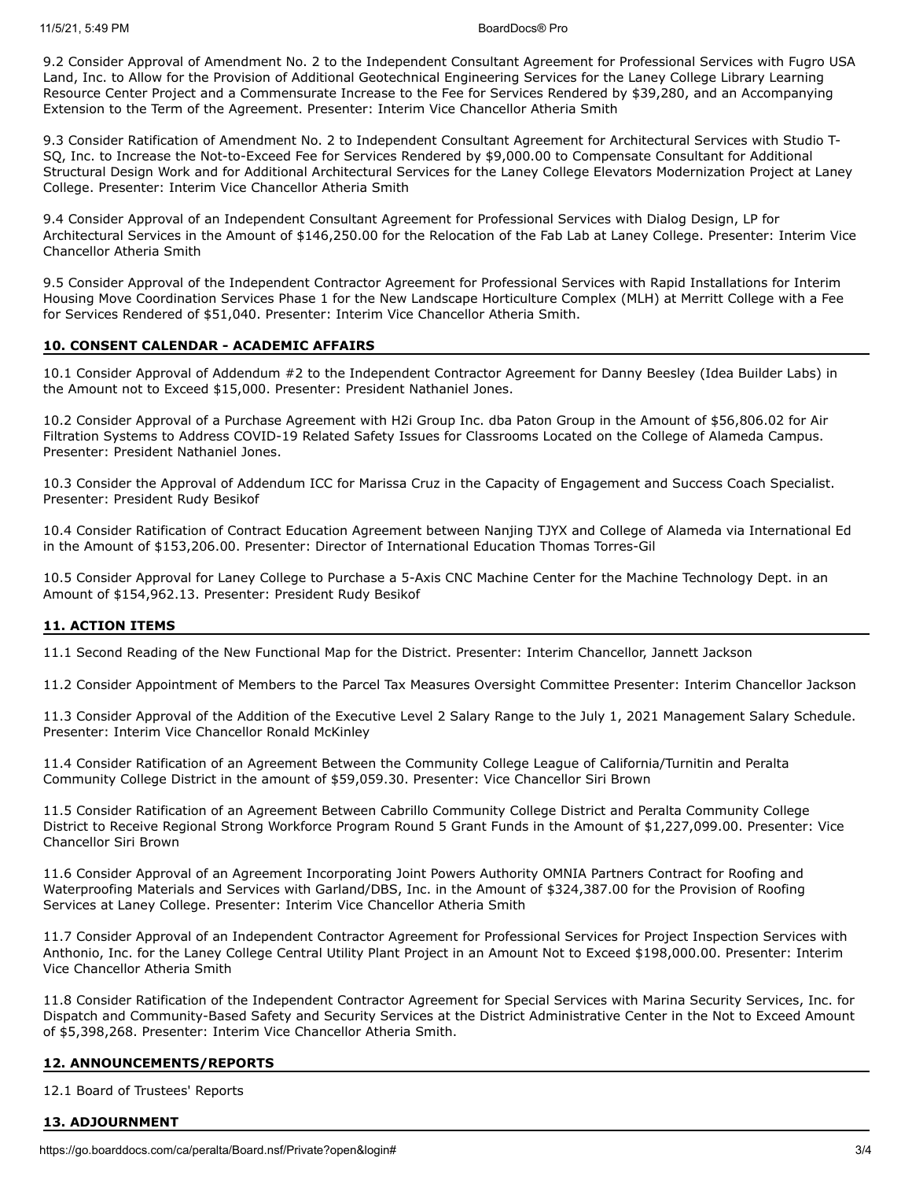9.2 Consider Approval of Amendment No. 2 to the Independent Consultant Agreement for Professional Services with Fugro USA Land, Inc. to Allow for the Provision of Additional Geotechnical Engineering Services for the Laney College Library Learning Resource Center Project and a Commensurate Increase to the Fee for Services Rendered by $39,280, and an Accompanying Extension to the Term of the Agreement. Presenter: Interim Vice Chancellor Atheria Smith

9.3 Consider Ratification of Amendment No. 2 to Independent Consultant Agreement for Architectural Services with Studio T-SQ, Inc. to Increase the Not-to-Exceed Fee for Services Rendered by $9,000.00 to Compensate Consultant for Additional Structural Design Work and for Additional Architectural Services for the Laney College Elevators Modernization Project at Laney College. Presenter: Interim Vice Chancellor Atheria Smith

9.4 Consider Approval of an Independent Consultant Agreement for Professional Services with Dialog Design, LP for Architectural Services in the Amount of $146,250.00 for the Relocation of the Fab Lab at Laney College. Presenter: Interim Vice Chancellor Atheria Smith

9.5 Consider Approval of the Independent Contractor Agreement for Professional Services with Rapid Installations for Interim Housing Move Coordination Services Phase 1 for the New Landscape Horticulture Complex (MLH) at Merritt College with a Fee for Services Rendered of $51,040. Presenter: Interim Vice Chancellor Atheria Smith.

## 10. CONSENT CALENDAR - ACADEMIC AFFAIRS

10.1 Consider Approval of Addendum #2 to the Independent Contractor Agreement for Danny Beesley (Idea Builder Labs) in the Amount not to Exceed $15,000. Presenter: President Nathaniel Jones.

10.2 Consider Approval of a Purchase Agreement with H2i Group Inc. dba Paton Group in the Amount of $56,806.02 for Air Filtration Systems to Address COVID-19 Related Safety Issues for Classrooms Located on the College of Alameda Campus. Presenter: President Nathaniel Jones.

10.3 Consider the Approval of Addendum ICC for Marissa Cruz in the Capacity of Engagement and Success Coach Specialist. Presenter: President Rudy Besikof

10.4 Consider Ratification of Contract Education Agreement between Nanjing TJYX and College of Alameda via International Ed in the Amount of $153,206.00. Presenter: Director of International Education Thomas Torres-Gil

10.5 Consider Approval for Laney College to Purchase a 5-Axis CNC Machine Center for the Machine Technology Dept. in an Amount of $154,962.13. Presenter: President Rudy Besikof

## 11. ACTION ITEMS

11.1 Second Reading of the New Functional Map for the District. Presenter: Interim Chancellor, Jannett Jackson

11.2 Consider Appointment of Members to the Parcel Tax Measures Oversight Committee Presenter: Interim Chancellor Jackson

11.3 Consider Approval of the Addition of the Executive Level 2 Salary Range to the July 1, 2021 Management Salary Schedule. Presenter: Interim Vice Chancellor Ronald McKinley

11.4 Consider Ratification of an Agreement Between the Community College League of California/Turnitin and Peralta Community College District in the amount of $59,059.30. Presenter: Vice Chancellor Siri Brown

11.5 Consider Ratification of an Agreement Between Cabrillo Community College District and Peralta Community College District to Receive Regional Strong Workforce Program Round 5 Grant Funds in the Amount of $1,227,099.00. Presenter: Vice Chancellor Siri Brown

11.6 Consider Approval of an Agreement Incorporating Joint Powers Authority OMNIA Partners Contract for Roofing and Waterproofing Materials and Services with Garland/DBS, Inc. in the Amount of $324,387.00 for the Provision of Roofing Services at Laney College. Presenter: Interim Vice Chancellor Atheria Smith

11.7 Consider Approval of an Independent Contractor Agreement for Professional Services for Project Inspection Services with Anthonio, Inc. for the Laney College Central Utility Plant Project in an Amount Not to Exceed $198,000.00. Presenter: Interim Vice Chancellor Atheria Smith

11.8 Consider Ratification of the Independent Contractor Agreement for Special Services with Marina Security Services, Inc. for Dispatch and Community-Based Safety and Security Services at the District Administrative Center in the Not to Exceed Amount of $5,398,268. Presenter: Interim Vice Chancellor Atheria Smith.

## 12. ANNOUNCEMENTS/REPORTS

12.1 Board of Trustees' Reports

## 13. ADJOURNMENT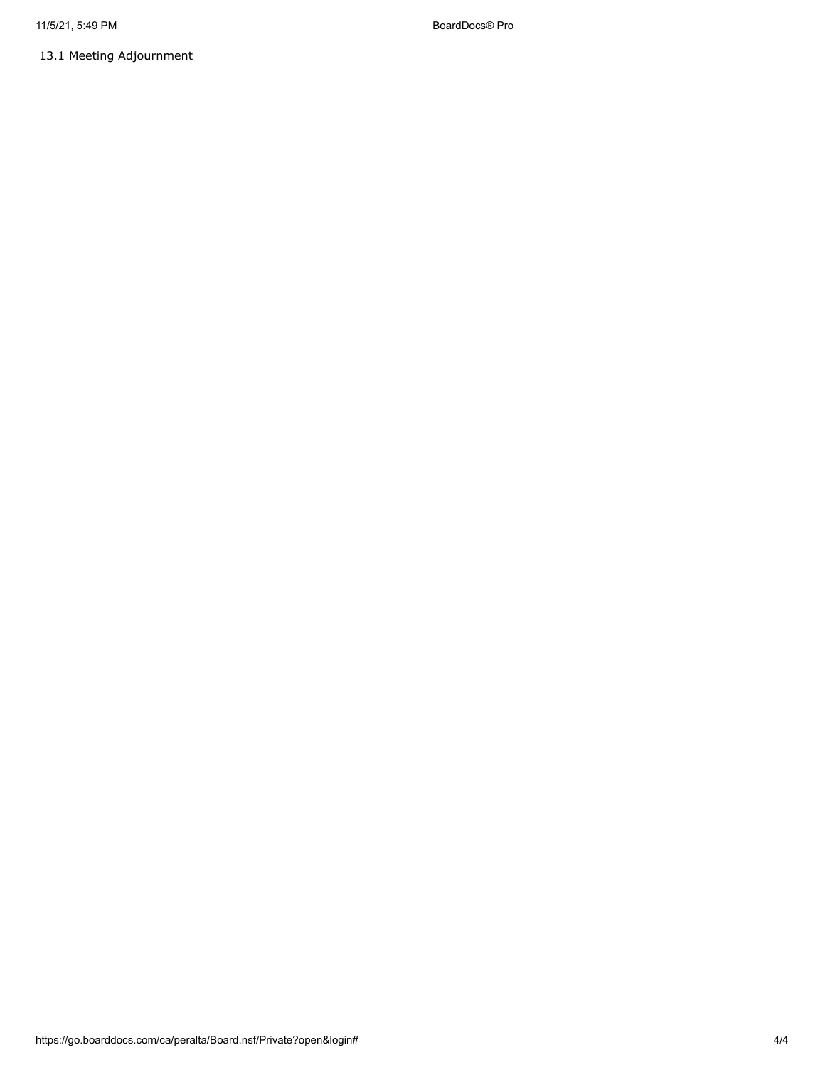13.1 Meeting Adjournment